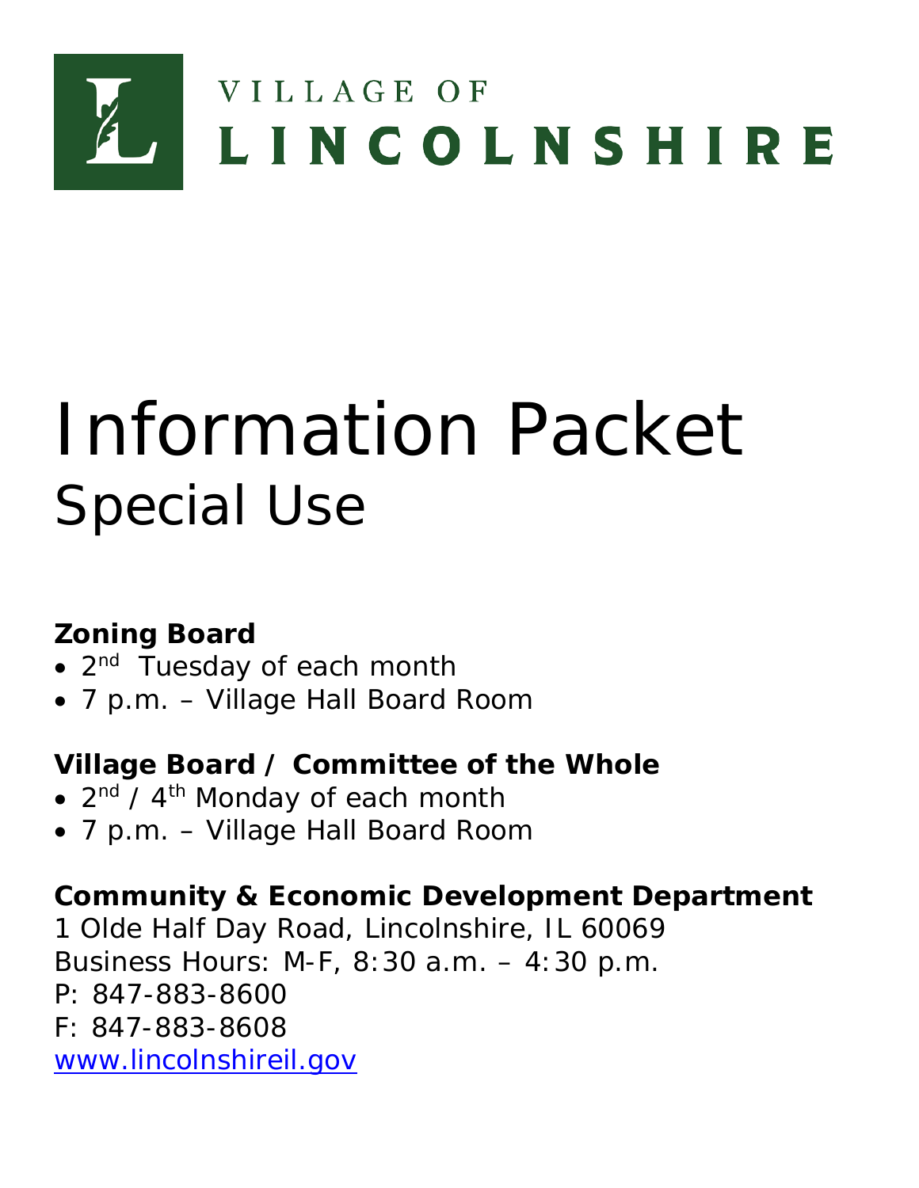VILLAGE OF

LINCOLNSHIRE

# Information Packet

## Special Use

**Zoning Board**

- 2nd Tuesday of each month
- 7 p.m. – Village Hall Board Room

**Village Board / Committee of the Whole**

- 2nd / 4th Monday of each month
- 7 p.m. – Village Hall Board Room

**Community & Economic Development Department**

1 Olde Half Day Road, Lincolnshire, IL 60069
Business Hours: M-F, 8:30 a.m. – 4:30 p.m.
P: 847-883-8600
F: 847-883-8608
[www.lincolnshireil.gov](http://www.lincolnshireil.gov)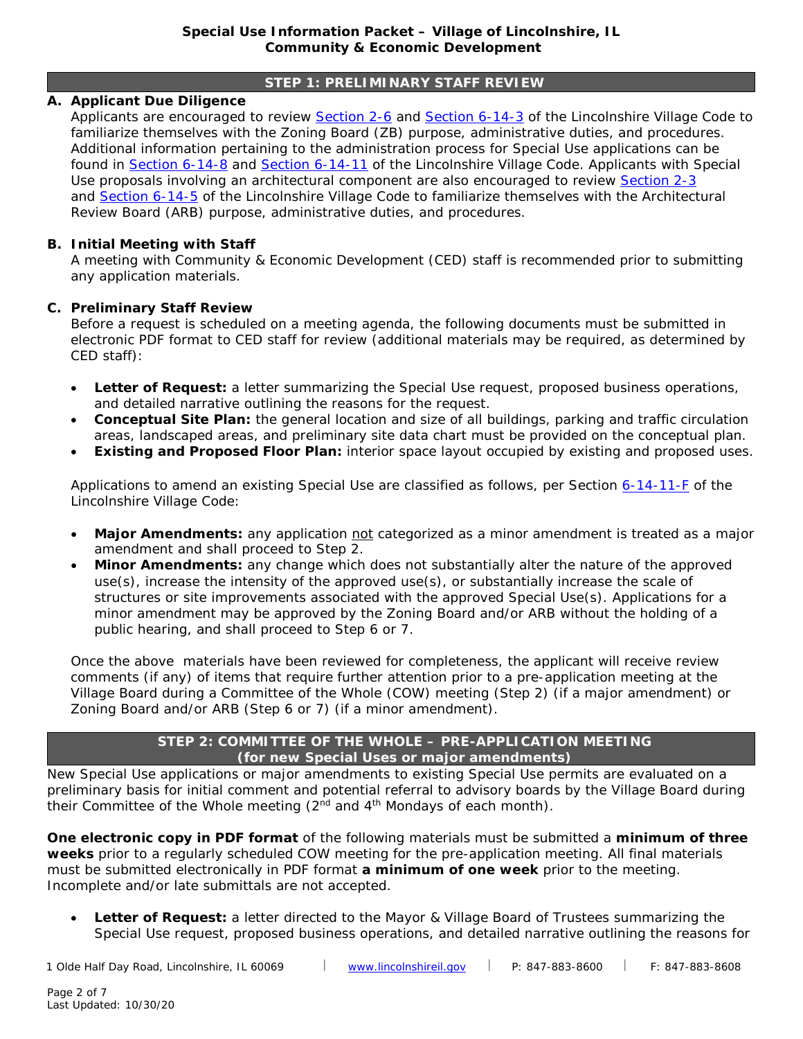## STEP 1: PRELIMINARY STAFF REVIEW

### A. Applicant Due Diligence

Applicants are encouraged to review Section 2-6 and Section 6-14-3 of the Lincolnshire Village Code to familiarize themselves with the Zoning Board (ZB) purpose, administrative duties, and procedures. Additional information pertaining to the administration process for Special Use applications can be found in Section 6-14-8 and Section 6-14-11 of the Lincolnshire Village Code. Applicants with Special Use proposals involving an architectural component are also encouraged to review Section 2-3 and Section 6-14-5 of the Lincolnshire Village Code to familiarize themselves with the Architectural Review Board (ARB) purpose, administrative duties, and procedures.

### B. Initial Meeting with Staff

A meeting with Community & Economic Development (CED) staff is recommended prior to submitting any application materials.

### C. Preliminary Staff Review

Before a request is scheduled on a meeting agenda, the following documents must be submitted in electronic PDF format to CED staff for review (additional materials may be required, as determined by CED staff):

- **Letter of Request:** a letter summarizing the Special Use request, proposed business operations, and detailed narrative outlining the reasons for the request.
- **Conceptual Site Plan:** the general location and size of all buildings, parking and traffic circulation areas, landscaped areas, and preliminary site data chart must be provided on the conceptual plan.
- **Existing and Proposed Floor Plan:** interior space layout occupied by existing and proposed uses.

Applications to amend an existing Special Use are classified as follows, per Section 6-14-11-F of the Lincolnshire Village Code:

- **Major Amendments:** any application not categorized as a minor amendment is treated as a major amendment and shall proceed to Step 2.
- **Minor Amendments:** any change which does not substantially alter the nature of the approved use(s), increase the intensity of the approved use(s), or substantially increase the scale of structures or site improvements associated with the approved Special Use(s). Applications for a minor amendment may be approved by the Zoning Board and/or ARB without the holding of a public hearing, and shall proceed to Step 6 or 7.

Once the above materials have been reviewed for completeness, the applicant will receive review comments (if any) of items that require further attention prior to a pre-application meeting at the Village Board during a Committee of the Whole (COW) meeting (Step 2) (if a major amendment) or Zoning Board and/or ARB (Step 6 or 7) (if a minor amendment).

## STEP 2: COMMITTEE OF THE WHOLE – PRE-APPLICATION MEETING
### *(for new Special Uses or major amendments)*

New Special Use applications or major amendments to existing Special Use permits are evaluated on a preliminary basis for initial comment and potential referral to advisory boards by the Village Board during their Committee of the Whole meeting (2nd and 4th Mondays of each month).

**One electronic copy in PDF format** of the following materials must be submitted a **minimum of three weeks** prior to a regularly scheduled COW meeting for the pre-application meeting. All final materials must be submitted electronically in PDF format **a minimum of one week** prior to the meeting. Incomplete and/or late submittals are not accepted.

- **Letter of Request:** a letter directed to the Mayor & Village Board of Trustees summarizing the Special Use request, proposed business operations, and detailed narrative outlining the reasons for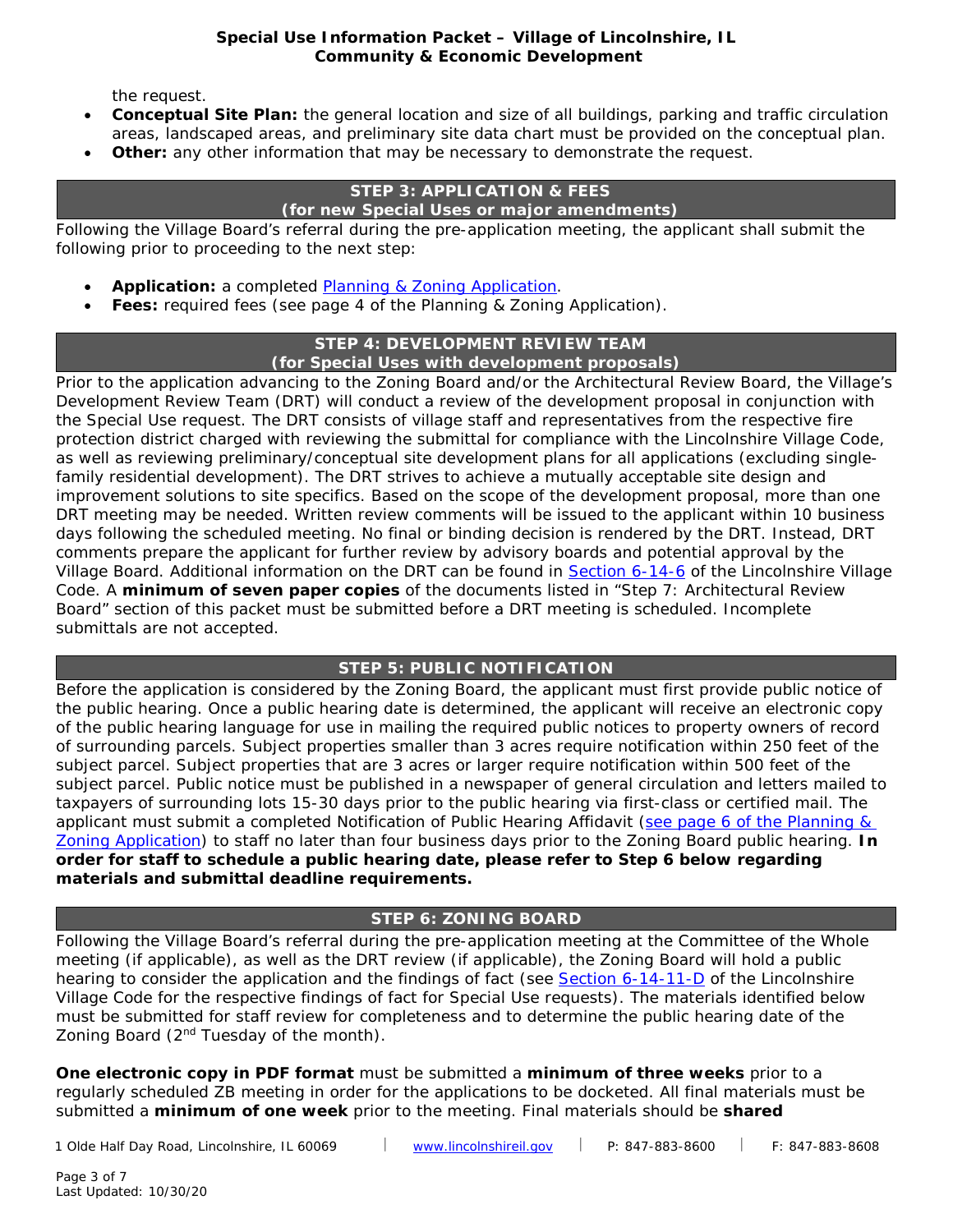the request.

- **Conceptual Site Plan:** the general location and size of all buildings, parking and traffic circulation areas, landscaped areas, and preliminary site data chart must be provided on the conceptual plan.
- **Other:** any other information that may be necessary to demonstrate the request.

## STEP 3: APPLICATION & FEES (for new Special Uses or major amendments)

Following the Village Board's referral during the pre-application meeting, the applicant shall submit the following prior to proceeding to the next step:

- **Application:** a completed Planning & Zoning Application.
- **Fees:** required fees (see page 4 of the Planning & Zoning Application).

## STEP 4: DEVELOPMENT REVIEW TEAM (for Special Uses with development proposals)

Prior to the application advancing to the Zoning Board and/or the Architectural Review Board, the Village's Development Review Team (DRT) will conduct a review of the development proposal in conjunction with the Special Use request. The DRT consists of village staff and representatives from the respective fire protection district charged with reviewing the submittal for compliance with the Lincolnshire Village Code, as well as reviewing preliminary/conceptual site development plans for all applications (excluding single-family residential development). The DRT strives to achieve a mutually acceptable site design and improvement solutions to site specifics. Based on the scope of the development proposal, more than one DRT meeting may be needed. Written review comments will be issued to the applicant within 10 business days following the scheduled meeting. No final or binding decision is rendered by the DRT. Instead, DRT comments prepare the applicant for further review by advisory boards and potential approval by the Village Board. Additional information on the DRT can be found in Section 6-14-6 of the Lincolnshire Village Code. A **minimum of seven paper copies** of the documents listed in "Step 7: Architectural Review Board" section of this packet must be submitted before a DRT meeting is scheduled. Incomplete submittals are not accepted.

## STEP 5: PUBLIC NOTIFICATION

Before the application is considered by the Zoning Board, the applicant must first provide public notice of the public hearing. Once a public hearing date is determined, the applicant will receive an electronic copy of the public hearing language for use in mailing the required public notices to property owners of record of surrounding parcels. Subject properties smaller than 3 acres require notification within 250 feet of the subject parcel. Subject properties that are 3 acres or larger require notification within 500 feet of the subject parcel. Public notice must be published in a newspaper of general circulation and letters mailed to taxpayers of surrounding lots 15-30 days prior to the public hearing via first-class or certified mail. The applicant must submit a completed Notification of Public Hearing Affidavit (see page 6 of the Planning & Zoning Application) to staff no later than four business days prior to the Zoning Board public hearing. **In order for staff to schedule a public hearing date, please refer to Step 6 below regarding materials and submittal deadline requirements.**

## STEP 6: ZONING BOARD

Following the Village Board's referral during the pre-application meeting at the Committee of the Whole meeting (if applicable), as well as the DRT review (if applicable), the Zoning Board will hold a public hearing to consider the application and the findings of fact (see Section 6-14-11-D of the Lincolnshire Village Code for the respective findings of fact for Special Use requests). The materials identified below must be submitted for staff review for completeness and to determine the public hearing date of the Zoning Board (2nd Tuesday of the month).

**One electronic copy in PDF format** must be submitted a **minimum of three weeks** prior to a regularly scheduled ZB meeting in order for the applications to be docketed. All final materials must be submitted a **minimum of one week** prior to the meeting. Final materials should be **shared**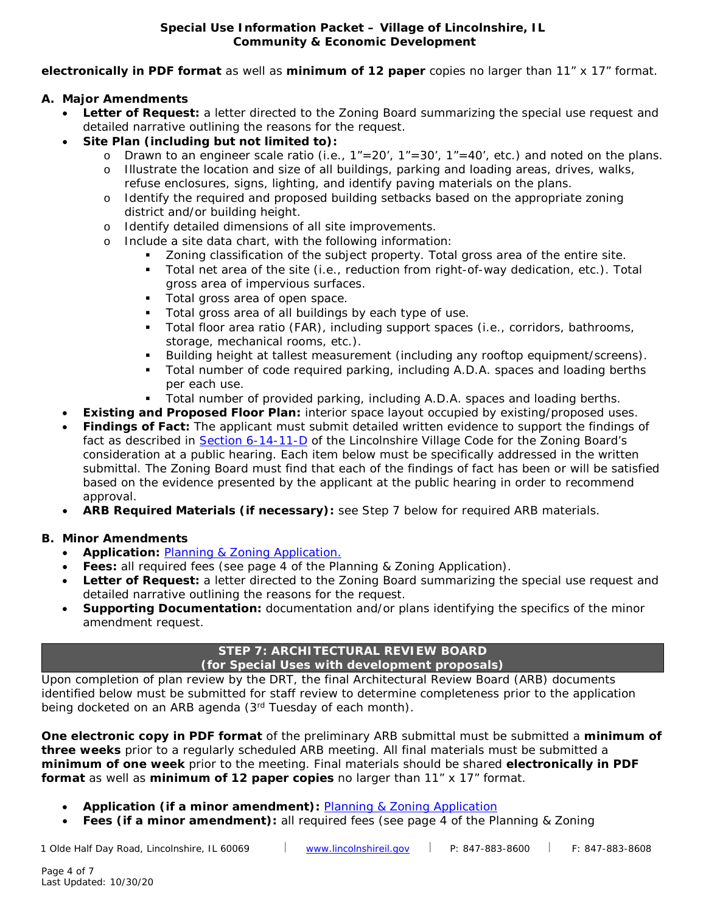**electronically in PDF format** as well as **minimum of 12 paper** copies no larger than 11" x 17" format.

**A. Major Amendments**

- **Letter of Request:** a letter directed to the Zoning Board summarizing the special use request and detailed narrative outlining the reasons for the request.
- **Site Plan (including but not limited to):**
  - Drawn to an engineer scale ratio (i.e., 1"=20', 1"=30', 1"=40', etc.) and noted on the plans.
  - Illustrate the location and size of all buildings, parking and loading areas, drives, walks, refuse enclosures, signs, lighting, and identify paving materials on the plans.
  - Identify the required and proposed building setbacks based on the appropriate zoning district and/or building height.
  - Identify detailed dimensions of all site improvements.
  - Include a site data chart, with the following information:
    - Zoning classification of the subject property. Total gross area of the entire site.
    - Total net area of the site (i.e., reduction from right-of-way dedication, etc.). Total gross area of impervious surfaces.
    - Total gross area of open space.
    - Total gross area of all buildings by each type of use.
    - Total floor area ratio (FAR), including support spaces (i.e., corridors, bathrooms, storage, mechanical rooms, etc.).
    - Building height at tallest measurement (including any rooftop equipment/screens).
    - Total number of code required parking, including A.D.A. spaces and loading berths per each use.
    - Total number of provided parking, including A.D.A. spaces and loading berths.
- **Existing and Proposed Floor Plan:** interior space layout occupied by existing/proposed uses.
- **Findings of Fact:** The applicant must submit detailed written evidence to support the findings of fact as described in Section 6-14-11-D of the Lincolnshire Village Code for the Zoning Board's consideration at a public hearing. Each item below must be specifically addressed in the written submittal. The Zoning Board must find that each of the findings of fact has been or will be satisfied based on the evidence presented by the applicant at the public hearing in order to recommend approval.
- **ARB Required Materials (if necessary):** see Step 7 below for required ARB materials.

**B. Minor Amendments**

- **Application:** Planning & Zoning Application.
- **Fees:** all required fees (see page 4 of the Planning & Zoning Application).
- **Letter of Request:** a letter directed to the Zoning Board summarizing the special use request and detailed narrative outlining the reasons for the request.
- **Supporting Documentation:** documentation and/or plans identifying the specifics of the minor amendment request.

## STEP 7: ARCHITECTURAL REVIEW BOARD (for Special Uses with development proposals)

Upon completion of plan review by the DRT, the final Architectural Review Board (ARB) documents identified below must be submitted for staff review to determine completeness prior to the application being docketed on an ARB agenda (3rd Tuesday of each month).

**One electronic copy in PDF format** of the preliminary ARB submittal must be submitted a **minimum of three weeks** prior to a regularly scheduled ARB meeting. All final materials must be submitted a **minimum of one week** prior to the meeting. Final materials should be shared **electronically in PDF format** as well as **minimum of 12 paper copies** no larger than 11" x 17" format.

- **Application (if a minor amendment):** Planning & Zoning Application
- **Fees (if a minor amendment):** all required fees (see page 4 of the Planning & Zoning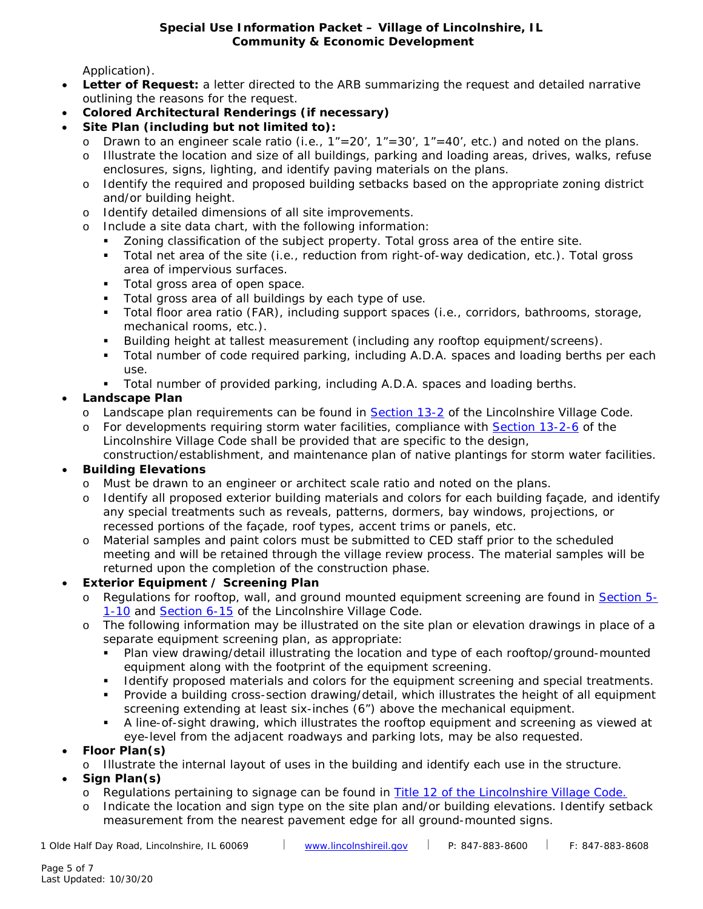Application).

- **Letter of Request:** a letter directed to the ARB summarizing the request and detailed narrative outlining the reasons for the request.
- **Colored Architectural Renderings (if necessary)**
- **Site Plan (including but not limited to):**
  - Drawn to an engineer scale ratio (i.e., 1"=20', 1"=30', 1"=40', etc.) and noted on the plans.
  - Illustrate the location and size of all buildings, parking and loading areas, drives, walks, refuse enclosures, signs, lighting, and identify paving materials on the plans.
  - Identify the required and proposed building setbacks based on the appropriate zoning district and/or building height.
  - Identify detailed dimensions of all site improvements.
  - Include a site data chart, with the following information:
    - Zoning classification of the subject property. Total gross area of the entire site.
    - Total net area of the site (i.e., reduction from right-of-way dedication, etc.). Total gross area of impervious surfaces.
    - Total gross area of open space.
    - Total gross area of all buildings by each type of use.
    - Total floor area ratio (FAR), including support spaces (i.e., corridors, bathrooms, storage, mechanical rooms, etc.).
    - Building height at tallest measurement (including any rooftop equipment/screens).
    - Total number of code required parking, including A.D.A. spaces and loading berths per each use.
    - Total number of provided parking, including A.D.A. spaces and loading berths.
- **Landscape Plan**
  - Landscape plan requirements can be found in Section 13-2 of the Lincolnshire Village Code.
  - For developments requiring storm water facilities, compliance with Section 13-2-6 of the Lincolnshire Village Code shall be provided that are specific to the design, construction/establishment, and maintenance plan of native plantings for storm water facilities.
- **Building Elevations**
  - Must be drawn to an engineer or architect scale ratio and noted on the plans.
  - Identify all proposed exterior building materials and colors for each building façade, and identify any special treatments such as reveals, patterns, dormers, bay windows, projections, or recessed portions of the façade, roof types, accent trims or panels, etc.
  - Material samples and paint colors must be submitted to CED staff prior to the scheduled meeting and will be retained through the village review process. The material samples will be returned upon the completion of the construction phase.
- **Exterior Equipment / Screening Plan**
  - Regulations for rooftop, wall, and ground mounted equipment screening are found in Section 5-1-10 and Section 6-15 of the Lincolnshire Village Code.
  - The following information may be illustrated on the site plan or elevation drawings in place of a separate equipment screening plan, as appropriate:
    - Plan view drawing/detail illustrating the location and type of each rooftop/ground-mounted equipment along with the footprint of the equipment screening.
    - Identify proposed materials and colors for the equipment screening and special treatments.
    - Provide a building cross-section drawing/detail, which illustrates the height of all equipment screening extending at least six-inches (6") above the mechanical equipment.
    - A line-of-sight drawing, which illustrates the rooftop equipment and screening as viewed at eye-level from the adjacent roadways and parking lots, may be also requested.
- **Floor Plan(s)**
  - Illustrate the internal layout of uses in the building and identify each use in the structure.
- **Sign Plan(s)**
  - Regulations pertaining to signage can be found in Title 12 of the Lincolnshire Village Code.
  - Indicate the location and sign type on the site plan and/or building elevations. Identify setback measurement from the nearest pavement edge for all ground-mounted signs.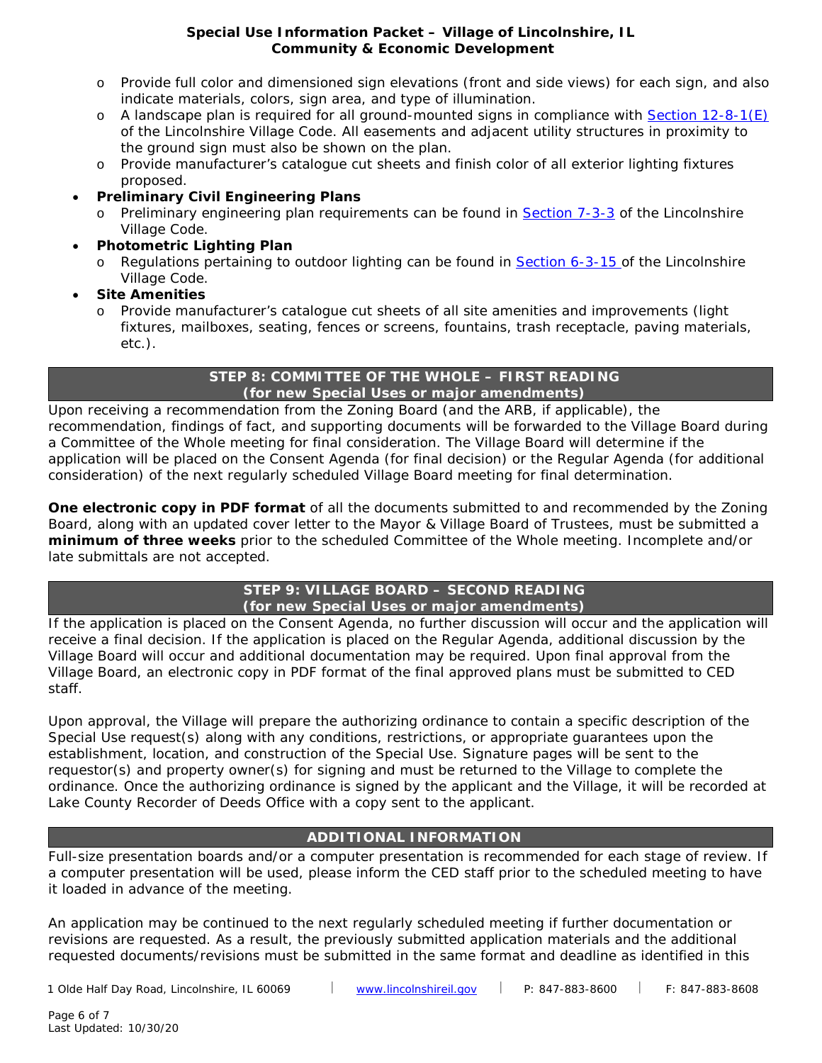- Provide full color and dimensioned sign elevations (front and side views) for each sign, and also indicate materials, colors, sign area, and type of illumination.
  - A landscape plan is required for all ground-mounted signs in compliance with Section 12-8-1(E) of the Lincolnshire Village Code. All easements and adjacent utility structures in proximity to the ground sign must also be shown on the plan.
  - Provide manufacturer's catalogue cut sheets and finish color of all exterior lighting fixtures proposed.
- **Preliminary Civil Engineering Plans**
  - Preliminary engineering plan requirements can be found in Section 7-3-3 of the Lincolnshire Village Code.
- **Photometric Lighting Plan**
  - Regulations pertaining to outdoor lighting can be found in Section 6-3-15 of the Lincolnshire Village Code.
- **Site Amenities**
  - Provide manufacturer's catalogue cut sheets of all site amenities and improvements (light fixtures, mailboxes, seating, fences or screens, fountains, trash receptacle, paving materials, etc.).

## STEP 8: COMMITTEE OF THE WHOLE – FIRST READING (for new Special Uses or major amendments)

Upon receiving a recommendation from the Zoning Board (and the ARB, if applicable), the recommendation, findings of fact, and supporting documents will be forwarded to the Village Board during a Committee of the Whole meeting for final consideration. The Village Board will determine if the application will be placed on the Consent Agenda (for final decision) or the Regular Agenda (for additional consideration) of the next regularly scheduled Village Board meeting for final determination.

**One electronic copy in PDF format** of all the documents submitted to and recommended by the Zoning Board, along with an updated cover letter to the Mayor & Village Board of Trustees, must be submitted a **minimum of three weeks** prior to the scheduled Committee of the Whole meeting. Incomplete and/or late submittals are not accepted.

## STEP 9: VILLAGE BOARD – SECOND READING (for new Special Uses or major amendments)

If the application is placed on the Consent Agenda, no further discussion will occur and the application will receive a final decision. If the application is placed on the Regular Agenda, additional discussion by the Village Board will occur and additional documentation may be required. Upon final approval from the Village Board, an electronic copy in PDF format of the final approved plans must be submitted to CED staff.

Upon approval, the Village will prepare the authorizing ordinance to contain a specific description of the Special Use request(s) along with any conditions, restrictions, or appropriate guarantees upon the establishment, location, and construction of the Special Use. Signature pages will be sent to the requestor(s) and property owner(s) for signing and must be returned to the Village to complete the ordinance. Once the authorizing ordinance is signed by the applicant and the Village, it will be recorded at Lake County Recorder of Deeds Office with a copy sent to the applicant.

## ADDITIONAL INFORMATION

Full-size presentation boards and/or a computer presentation is recommended for each stage of review. If a computer presentation will be used, please inform the CED staff prior to the scheduled meeting to have it loaded in advance of the meeting.

An application may be continued to the next regularly scheduled meeting if further documentation or revisions are requested. As a result, the previously submitted application materials and the additional requested documents/revisions must be submitted in the same format and deadline as identified in this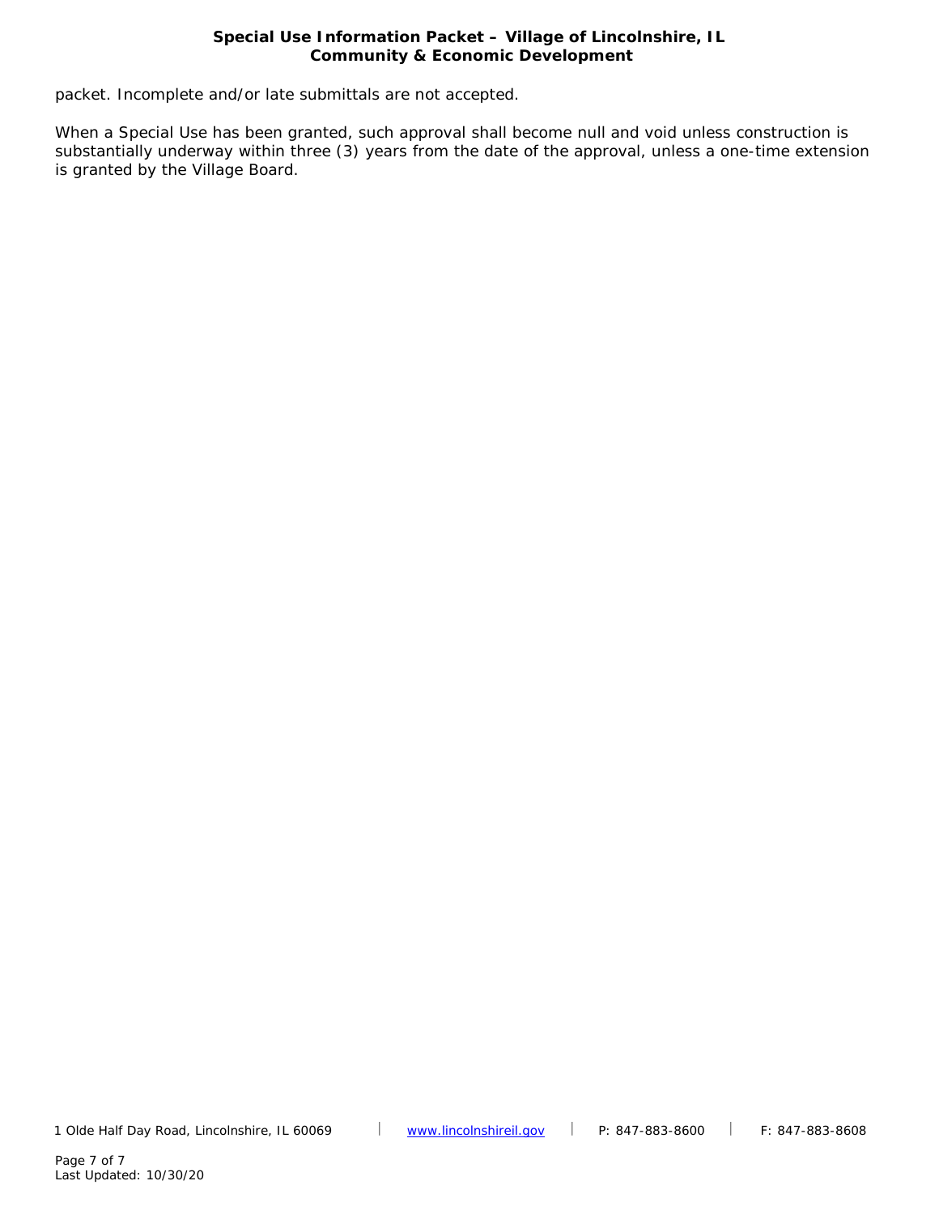packet. Incomplete and/or late submittals are not accepted.

When a Special Use has been granted, such approval shall become null and void unless construction is substantially underway within three (3) years from the date of the approval, unless a one-time extension is granted by the Village Board.